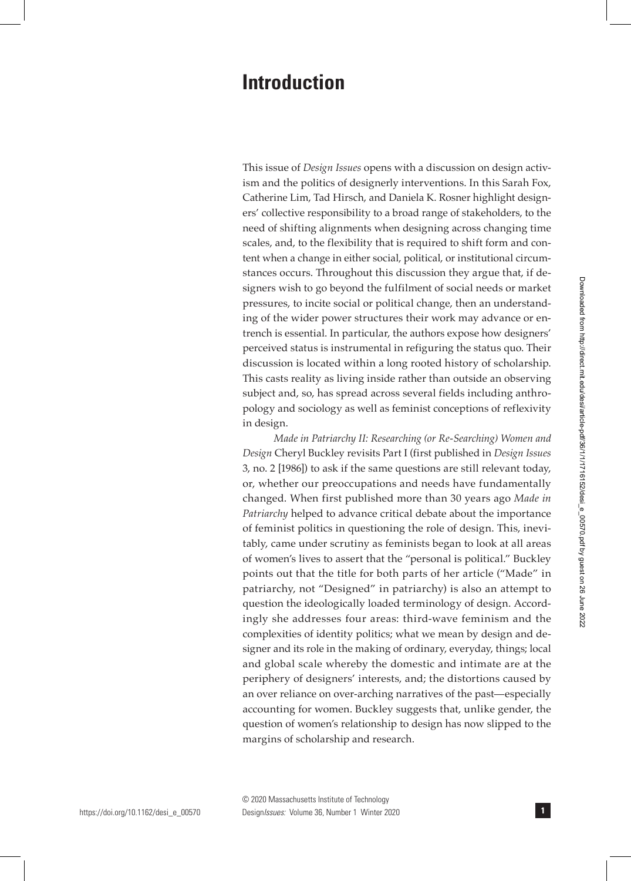# Introduction

This issue of *Design Issues* opens with a discussion on design activism and the politics of designerly interventions. In this Sarah Fox, Catherine Lim, Tad Hirsch, and Daniela K. Rosner highlight designers' collective responsibility to a broad range of stakeholders, to the need of shifting alignments when designing across changing time scales, and, to the flexibility that is required to shift form and content when a change in either social, political, or institutional circumstances occurs. Throughout this discussion they argue that, if designers wish to go beyond the fulfilment of social needs or market pressures, to incite social or political change, then an understanding of the wider power structures their work may advance or entrench is essential. In particular, the authors expose how designers' perceived status is instrumental in refiguring the status quo. Their discussion is located within a long rooted history of scholarship. This casts reality as living inside rather than outside an observing subject and, so, has spread across several fields including anthropology and sociology as well as feminist conceptions of reflexivity in design.

*Made in Patriarchy II: Researching (or Re-Searching) Women and Design* Cheryl Buckley revisits Part I (first published in *Design Issues* 3, no. 2 [1986]) to ask if the same questions are still relevant today, or, whether our preoccupations and needs have fundamentally changed. When first published more than 30 years ago *Made in Patriarchy* helped to advance critical debate about the importance of feminist politics in questioning the role of design. This, inevitably, came under scrutiny as feminists began to look at all areas of women's lives to assert that the "personal is political." Buckley points out that the title for both parts of her article ("Made" in patriarchy, not "Designed" in patriarchy) is also an attempt to question the ideologically loaded terminology of design. Accordingly she addresses four areas: third-wave feminism and the complexities of identity politics; what we mean by design and designer and its role in the making of ordinary, everyday, things; local and global scale whereby the domestic and intimate are at the periphery of designers' interests, and; the distortions caused by an over reliance on over-arching narratives of the past—especially accounting for women. Buckley suggests that, unlike gender, the question of women's relationship to design has now slipped to the margins of scholarship and research.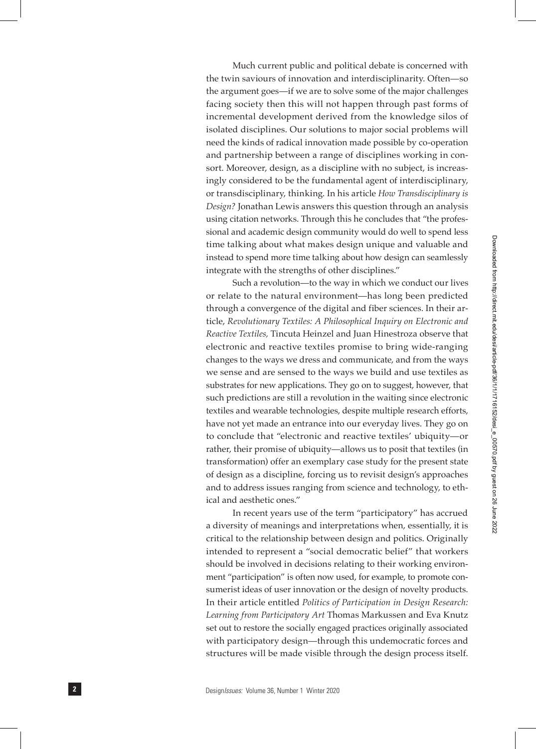Much current public and political debate is concerned with the twin saviours of innovation and interdisciplinarity. Often—so the argument goes—if we are to solve some of the major challenges facing society then this will not happen through past forms of incremental development derived from the knowledge silos of isolated disciplines. Our solutions to major social problems will need the kinds of radical innovation made possible by co-operation and partnership between a range of disciplines working in consort. Moreover, design, as a discipline with no subject, is increasingly considered to be the fundamental agent of interdisciplinary, or transdisciplinary, thinking. In his article *How Transdisciplinary is Design?* Jonathan Lewis answers this question through an analysis using citation networks. Through this he concludes that "the professional and academic design community would do well to spend less time talking about what makes design unique and valuable and instead to spend more time talking about how design can seamlessly integrate with the strengths of other disciplines."

Such a revolution—to the way in which we conduct our lives or relate to the natural environment—has long been predicted through a convergence of the digital and fiber sciences. In their article, *Revolutionary Textiles: A Philosophical Inquiry on Electronic and Reactive Textiles,* Tincuta Heinzel and Juan Hinestroza observe that electronic and reactive textiles promise to bring wide-ranging changes to the ways we dress and communicate, and from the ways we sense and are sensed to the ways we build and use textiles as substrates for new applications. They go on to suggest, however, that such predictions are still a revolution in the waiting since electronic textiles and wearable technologies, despite multiple research efforts, have not yet made an entrance into our everyday lives. They go on to conclude that "electronic and reactive textiles' ubiquity—or rather, their promise of ubiquity—allows us to posit that textiles (in transformation) offer an exemplary case study for the present state of design as a discipline, forcing us to revisit design's approaches and to address issues ranging from science and technology, to ethical and aesthetic ones."

In recent years use of the term "participatory" has accrued a diversity of meanings and interpretations when, essentially, it is critical to the relationship between design and politics. Originally intended to represent a "social democratic belief" that workers should be involved in decisions relating to their working environment "participation" is often now used, for example, to promote consumerist ideas of user innovation or the design of novelty products. In their article entitled *Politics of Participation in Design Research: Learning from Participatory Art* Thomas Markussen and Eva Knutz set out to restore the socially engaged practices originally associated with participatory design—through this undemocratic forces and structures will be made visible through the design process itself.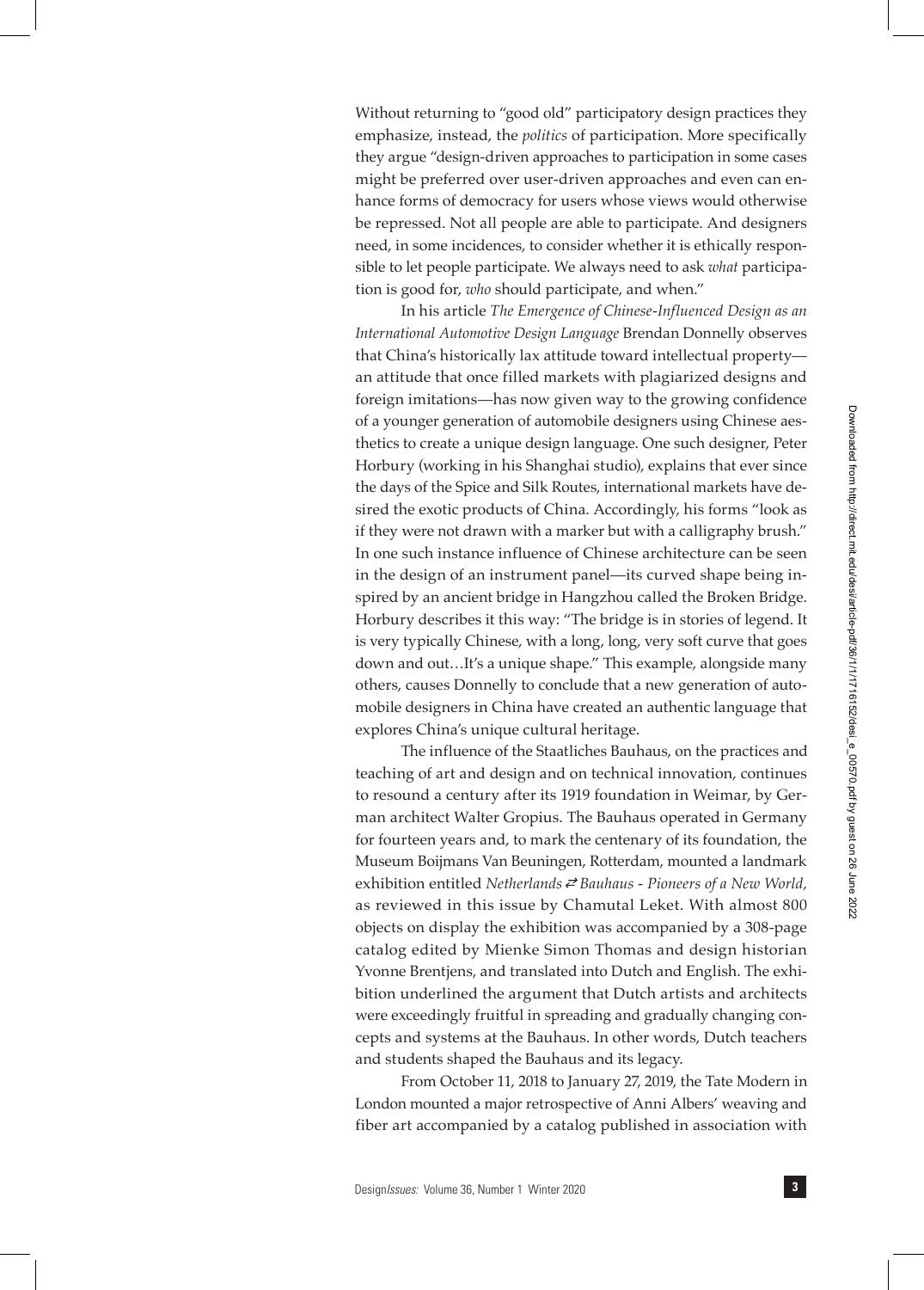Without returning to "good old" participatory design practices they emphasize, instead, the *politics* of participation. More specifically they argue "design-driven approaches to participation in some cases might be preferred over user-driven approaches and even can enhance forms of democracy for users whose views would otherwise be repressed. Not all people are able to participate. And designers need, in some incidences, to consider whether it is ethically responsible to let people participate. We always need to ask *what* participation is good for, *who* should participate, and when."

In his article *The Emergence of Chinese-Influenced Design as an International Automotive Design Language* Brendan Donnelly observes that China's historically lax attitude toward intellectual property—an attitude that once filled markets with plagiarized designs and foreign imitations—has now given way to the growing confidence of a younger generation of automobile designers using Chinese aesthetics to create a unique design language. One such designer, Peter Horbury (working in his Shanghai studio), explains that ever since the days of the Spice and Silk Routes, international markets have desired the exotic products of China. Accordingly, his forms "look as if they were not drawn with a marker but with a calligraphy brush." In one such instance influence of Chinese architecture can be seen in the design of an instrument panel—its curved shape being inspired by an ancient bridge in Hangzhou called the Broken Bridge. Horbury describes it this way: "The bridge is in stories of legend. It is very typically Chinese, with a long, long, very soft curve that goes down and out…It's a unique shape." This example, alongside many others, causes Donnelly to conclude that a new generation of automobile designers in China have created an authentic language that explores China's unique cultural heritage.

The influence of the Staatliches Bauhaus, on the practices and teaching of art and design and on technical innovation, continues to resound a century after its 1919 foundation in Weimar, by German architect Walter Gropius. The Bauhaus operated in Germany for fourteen years and, to mark the centenary of its foundation, the Museum Boijmans Van Beuningen, Rotterdam, mounted a landmark exhibition entitled *Netherlands ⇄ Bauhaus - Pioneers of a New World,* as reviewed in this issue by Chamutal Leket. With almost 800 objects on display the exhibition was accompanied by a 308-page catalog edited by Mienke Simon Thomas and design historian Yvonne Brentjens, and translated into Dutch and English. The exhibition underlined the argument that Dutch artists and architects were exceedingly fruitful in spreading and gradually changing concepts and systems at the Bauhaus. In other words, Dutch teachers and students shaped the Bauhaus and its legacy.

From October 11, 2018 to January 27, 2019, the Tate Modern in London mounted a major retrospective of Anni Albers' weaving and fiber art accompanied by a catalog published in association with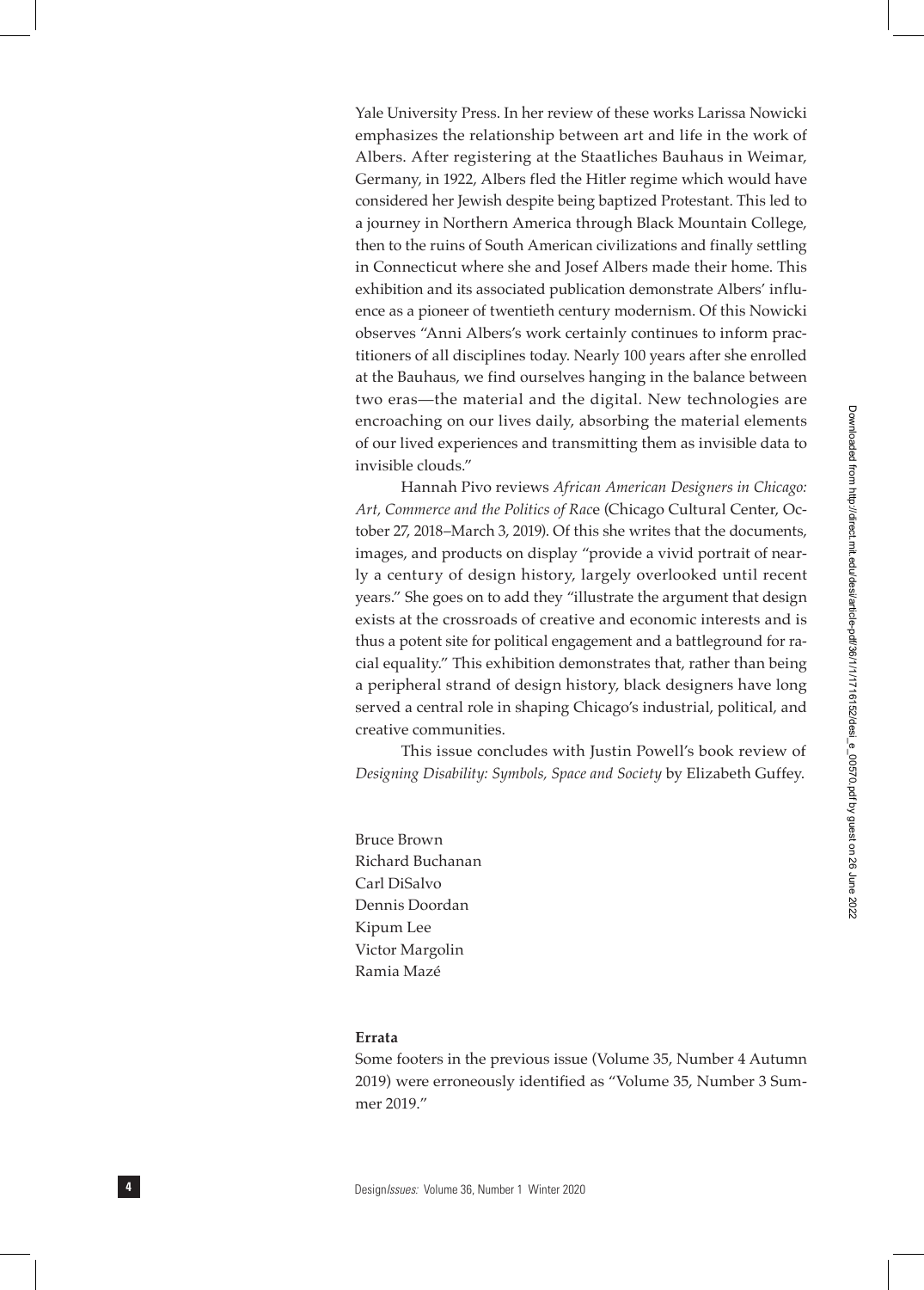Yale University Press. In her review of these works Larissa Nowicki emphasizes the relationship between art and life in the work of Albers. After registering at the Staatliches Bauhaus in Weimar, Germany, in 1922, Albers fled the Hitler regime which would have considered her Jewish despite being baptized Protestant. This led to a journey in Northern America through Black Mountain College, then to the ruins of South American civilizations and finally settling in Connecticut where she and Josef Albers made their home. This exhibition and its associated publication demonstrate Albers' influence as a pioneer of twentieth century modernism. Of this Nowicki observes "Anni Albers's work certainly continues to inform practitioners of all disciplines today. Nearly 100 years after she enrolled at the Bauhaus, we find ourselves hanging in the balance between two eras—the material and the digital. New technologies are encroaching on our lives daily, absorbing the material elements of our lived experiences and transmitting them as invisible data to invisible clouds."

Hannah Pivo reviews *African American Designers in Chicago: Art, Commerce and the Politics of Race* (Chicago Cultural Center, October 27, 2018–March 3, 2019). Of this she writes that the documents, images, and products on display "provide a vivid portrait of nearly a century of design history, largely overlooked until recent years." She goes on to add they "illustrate the argument that design exists at the crossroads of creative and economic interests and is thus a potent site for political engagement and a battleground for racial equality." This exhibition demonstrates that, rather than being a peripheral strand of design history, black designers have long served a central role in shaping Chicago's industrial, political, and creative communities.

This issue concludes with Justin Powell's book review of *Designing Disability: Symbols, Space and Society* by Elizabeth Guffey.

Bruce Brown
Richard Buchanan
Carl DiSalvo
Dennis Doordan
Kipum Lee
Victor Margolin
Ramia Mazé

**Errata**

Some footers in the previous issue (Volume 35, Number 4 Autumn 2019) were erroneously identified as "Volume 35, Number 3 Summer 2019."